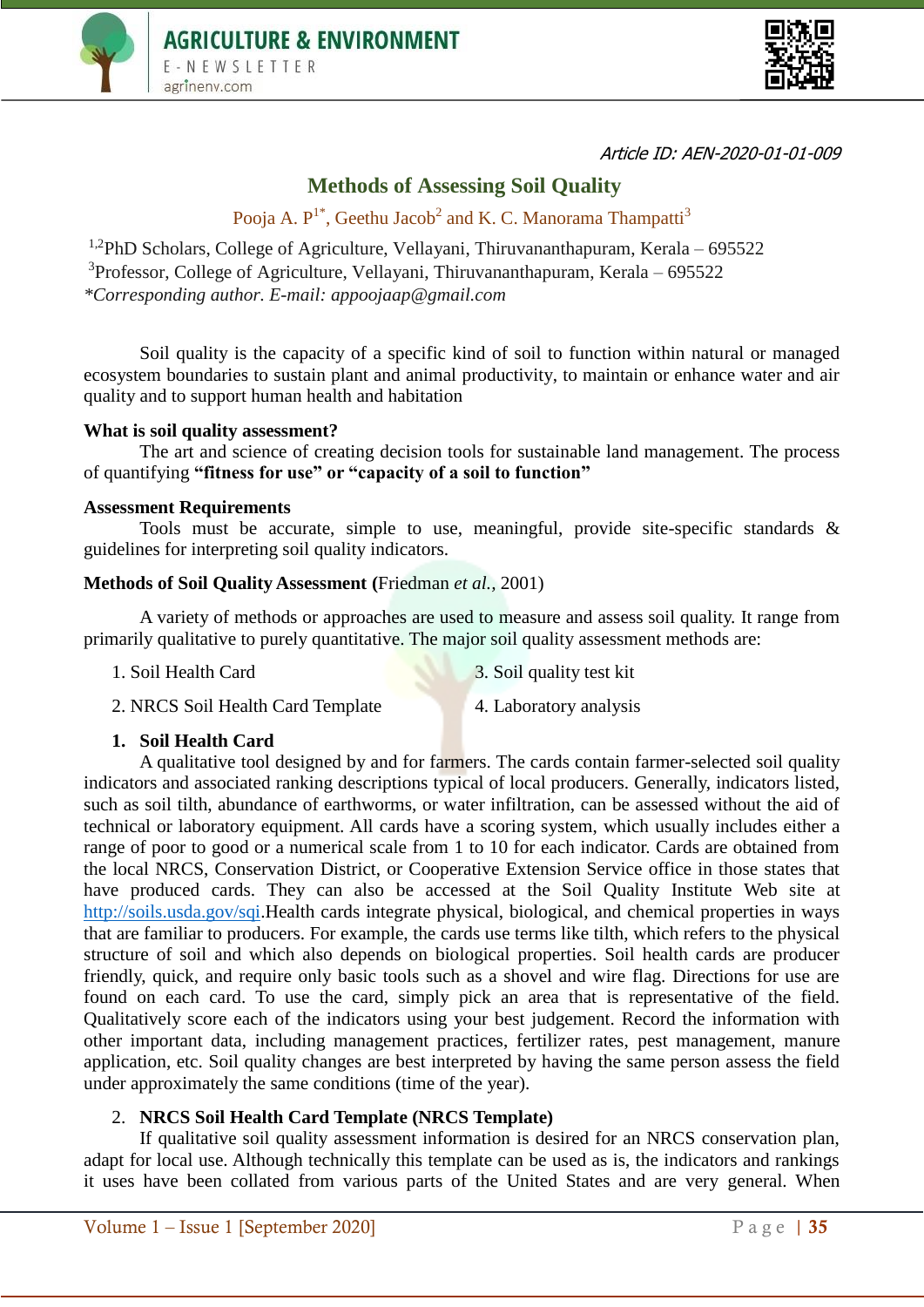Article ID: AEN-2020-01-01-009

# Methods of Assessing Soil Quality

Pooja A. P[1*], Geethu Jacob[2] and K. C. Manorama Thampatti[3]

[1,2]PhD Scholars, College of Agriculture, Vellayani, Thiruvananthapuram, Kerala – 695522

[3]Professor, College of Agriculture, Vellayani, Thiruvananthapuram, Kerala – 695522

*Corresponding author. E-mail: appoojaap@gmail.com*

Soil quality is the capacity of a specific kind of soil to function within natural or managed ecosystem boundaries to sustain plant and animal productivity, to maintain or enhance water and air quality and to support human health and habitation

**What is soil quality assessment?**

The art and science of creating decision tools for sustainable land management. The process of quantifying **"fitness for use" or "capacity of a soil to function"**

**Assessment Requirements**

Tools must be accurate, simple to use, meaningful, provide site-specific standards & guidelines for interpreting soil quality indicators.

**Methods of Soil Quality Assessment (**Friedman *et al.,* 2001)

A variety of methods or approaches are used to measure and assess soil quality. It range from primarily qualitative to purely quantitative. The major soil quality assessment methods are:

1. Soil Health Card
2. NRCS Soil Health Card Template
3. Soil quality test kit
4. Laboratory analysis

**1. Soil Health Card**

A qualitative tool designed by and for farmers. The cards contain farmer-selected soil quality indicators and associated ranking descriptions typical of local producers. Generally, indicators listed, such as soil tilth, abundance of earthworms, or water infiltration, can be assessed without the aid of technical or laboratory equipment. All cards have a scoring system, which usually includes either a range of poor to good or a numerical scale from 1 to 10 for each indicator. Cards are obtained from the local NRCS, Conservation District, or Cooperative Extension Service office in those states that have produced cards. They can also be accessed at the Soil Quality Institute Web site at http://soils.usda.gov/sqi.Health cards integrate physical, biological, and chemical properties in ways that are familiar to producers. For example, the cards use terms like tilth, which refers to the physical structure of soil and which also depends on biological properties. Soil health cards are producer friendly, quick, and require only basic tools such as a shovel and wire flag. Directions for use are found on each card. To use the card, simply pick an area that is representative of the field. Qualitatively score each of the indicators using your best judgement. Record the information with other important data, including management practices, fertilizer rates, pest management, manure application, etc. Soil quality changes are best interpreted by having the same person assess the field under approximately the same conditions (time of the year).

**2. NRCS Soil Health Card Template (NRCS Template)**

If qualitative soil quality assessment information is desired for an NRCS conservation plan, adapt for local use. Although technically this template can be used as is, the indicators and rankings it uses have been collated from various parts of the United States and are very general. When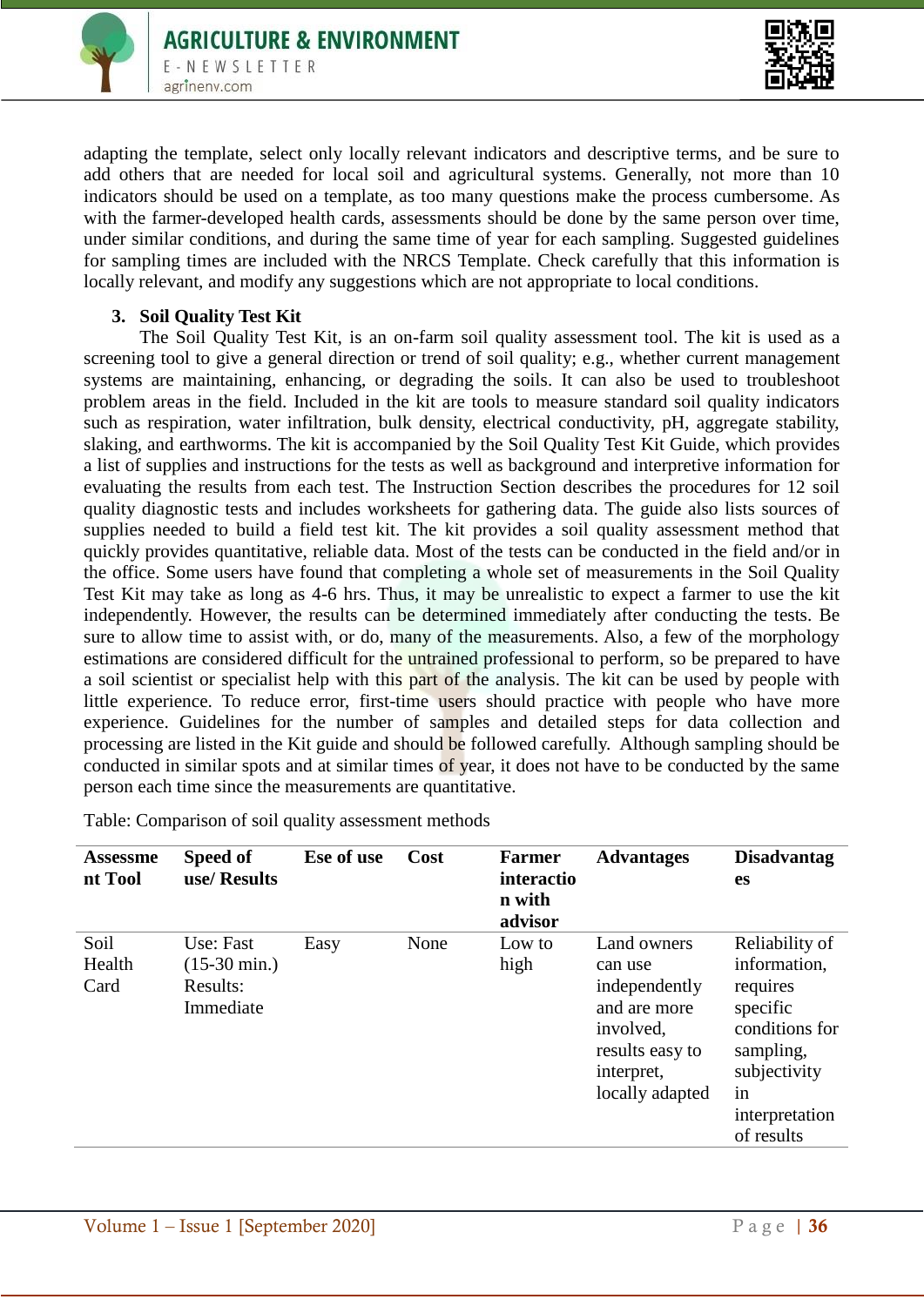adapting the template, select only locally relevant indicators and descriptive terms, and be sure to add others that are needed for local soil and agricultural systems. Generally, not more than 10 indicators should be used on a template, as too many questions make the process cumbersome. As with the farmer-developed health cards, assessments should be done by the same person over time, under similar conditions, and during the same time of year for each sampling. Suggested guidelines for sampling times are included with the NRCS Template. Check carefully that this information is locally relevant, and modify any suggestions which are not appropriate to local conditions.

3. **Soil Quality Test Kit**

The Soil Quality Test Kit, is an on-farm soil quality assessment tool. The kit is used as a screening tool to give a general direction or trend of soil quality; e.g., whether current management systems are maintaining, enhancing, or degrading the soils. It can also be used to troubleshoot problem areas in the field. Included in the kit are tools to measure standard soil quality indicators such as respiration, water infiltration, bulk density, electrical conductivity, pH, aggregate stability, slaking, and earthworms. The kit is accompanied by the Soil Quality Test Kit Guide, which provides a list of supplies and instructions for the tests as well as background and interpretive information for evaluating the results from each test. The Instruction Section describes the procedures for 12 soil quality diagnostic tests and includes worksheets for gathering data. The guide also lists sources of supplies needed to build a field test kit. The kit provides a soil quality assessment method that quickly provides quantitative, reliable data. Most of the tests can be conducted in the field and/or in the office. Some users have found that completing a whole set of measurements in the Soil Quality Test Kit may take as long as 4-6 hrs. Thus, it may be unrealistic to expect a farmer to use the kit independently. However, the results can be determined immediately after conducting the tests. Be sure to allow time to assist with, or do, many of the measurements. Also, a few of the morphology estimations are considered difficult for the untrained professional to perform, so be prepared to have a soil scientist or specialist help with this part of the analysis. The kit can be used by people with little experience. To reduce error, first-time users should practice with people who have more experience. Guidelines for the number of samples and detailed steps for data collection and processing are listed in the Kit guide and should be followed carefully. Although sampling should be conducted in similar spots and at similar times of year, it does not have to be conducted by the same person each time since the measurements are quantitative.

Table: Comparison of soil quality assessment methods

| Assessment Tool | Speed of use/ Results | Ese of use | Cost | Farmer interaction with advisor | Advantages | Disadvantages |
|---|---|---|---|---|---|---|
| Soil Health Card | Use: Fast (15-30 min.) Results: Immediate | Easy | None | Low to high | Land owners can use independently and are more involved, results easy to interpret, locally adapted | Reliability of information, requires specific conditions for sampling, subjectivity in interpretation of results |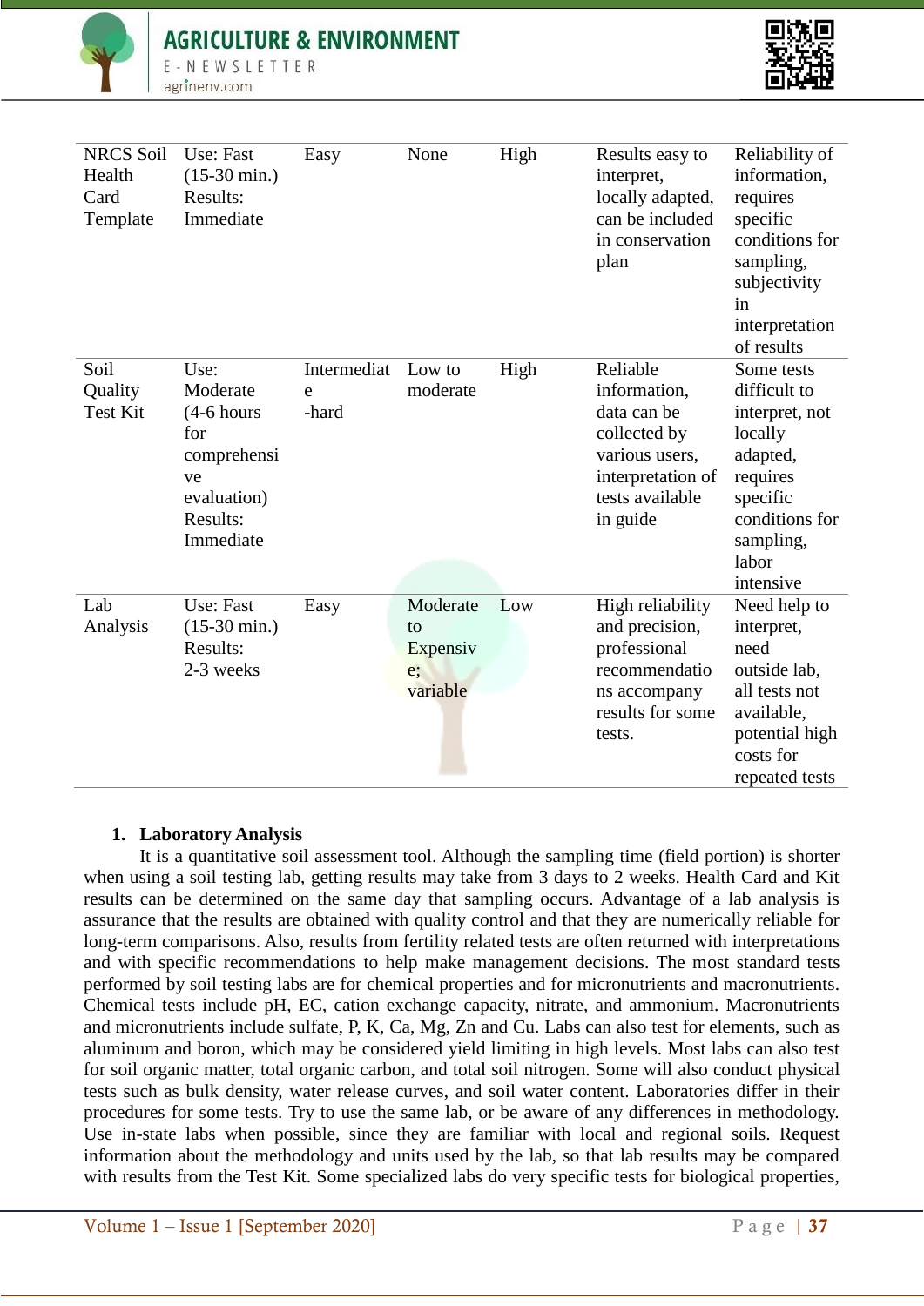| NRCS Soil Health Card Template | Use: Fast (15-30 min.) Results: Immediate | Easy | None | High | Results easy to interpret, locally adapted, can be included in conservation plan | Reliability of information, requires specific conditions for sampling, subjectivity in interpretation of results |
|---|---|---|---|---|---|---|
| Soil Quality Test Kit | Use: Moderate (4-6 hours for comprehensive evaluation) Results: Immediate | Intermediate -hard | Low to moderate | High | Reliable information, data can be collected by various users, interpretation of tests available in guide | Some tests difficult to interpret, not locally adapted, requires specific conditions for sampling, labor intensive |
| Lab Analysis | Use: Fast (15-30 min.) Results: 2-3 weeks | Easy | Moderate to Expensive; variable | Low | High reliability and precision, professional recommendations accompany results for some tests. | Need help to interpret, need outside lab, all tests not available, potential high costs for repeated tests |

1. **Laboratory Analysis**

It is a quantitative soil assessment tool. Although the sampling time (field portion) is shorter when using a soil testing lab, getting results may take from 3 days to 2 weeks. Health Card and Kit results can be determined on the same day that sampling occurs. Advantage of a lab analysis is assurance that the results are obtained with quality control and that they are numerically reliable for long-term comparisons. Also, results from fertility related tests are often returned with interpretations and with specific recommendations to help make management decisions. The most standard tests performed by soil testing labs are for chemical properties and for micronutrients and macronutrients. Chemical tests include pH, EC, cation exchange capacity, nitrate, and ammonium. Macronutrients and micronutrients include sulfate, P, K, Ca, Mg, Zn and Cu. Labs can also test for elements, such as aluminum and boron, which may be considered yield limiting in high levels. Most labs can also test for soil organic matter, total organic carbon, and total soil nitrogen. Some will also conduct physical tests such as bulk density, water release curves, and soil water content. Laboratories differ in their procedures for some tests. Try to use the same lab, or be aware of any differences in methodology. Use in-state labs when possible, since they are familiar with local and regional soils. Request information about the methodology and units used by the lab, so that lab results may be compared with results from the Test Kit. Some specialized labs do very specific tests for biological properties,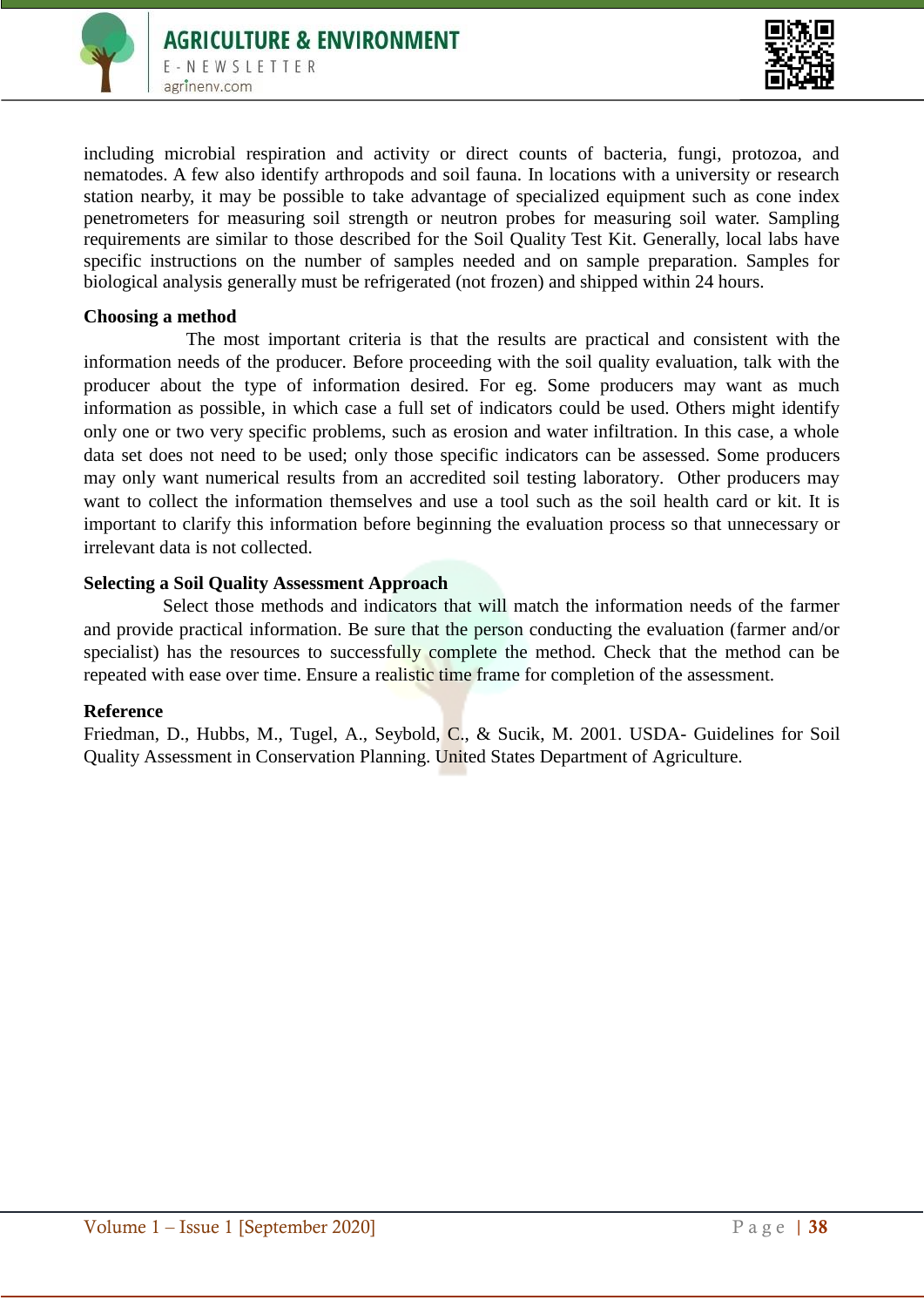including microbial respiration and activity or direct counts of bacteria, fungi, protozoa, and nematodes. A few also identify arthropods and soil fauna. In locations with a university or research station nearby, it may be possible to take advantage of specialized equipment such as cone index penetrometers for measuring soil strength or neutron probes for measuring soil water. Sampling requirements are similar to those described for the Soil Quality Test Kit. Generally, local labs have specific instructions on the number of samples needed and on sample preparation. Samples for biological analysis generally must be refrigerated (not frozen) and shipped within 24 hours.

**Choosing a method**

The most important criteria is that the results are practical and consistent with the information needs of the producer. Before proceeding with the soil quality evaluation, talk with the producer about the type of information desired. For eg. Some producers may want as much information as possible, in which case a full set of indicators could be used. Others might identify only one or two very specific problems, such as erosion and water infiltration. In this case, a whole data set does not need to be used; only those specific indicators can be assessed. Some producers may only want numerical results from an accredited soil testing laboratory. Other producers may want to collect the information themselves and use a tool such as the soil health card or kit. It is important to clarify this information before beginning the evaluation process so that unnecessary or irrelevant data is not collected.

**Selecting a Soil Quality Assessment Approach**

Select those methods and indicators that will match the information needs of the farmer and provide practical information. Be sure that the person conducting the evaluation (farmer and/or specialist) has the resources to successfully complete the method. Check that the method can be repeated with ease over time. Ensure a realistic time frame for completion of the assessment.

**Reference**

Friedman, D., Hubbs, M., Tugel, A., Seybold, C., & Sucik, M. 2001. USDA- Guidelines for Soil Quality Assessment in Conservation Planning. United States Department of Agriculture.